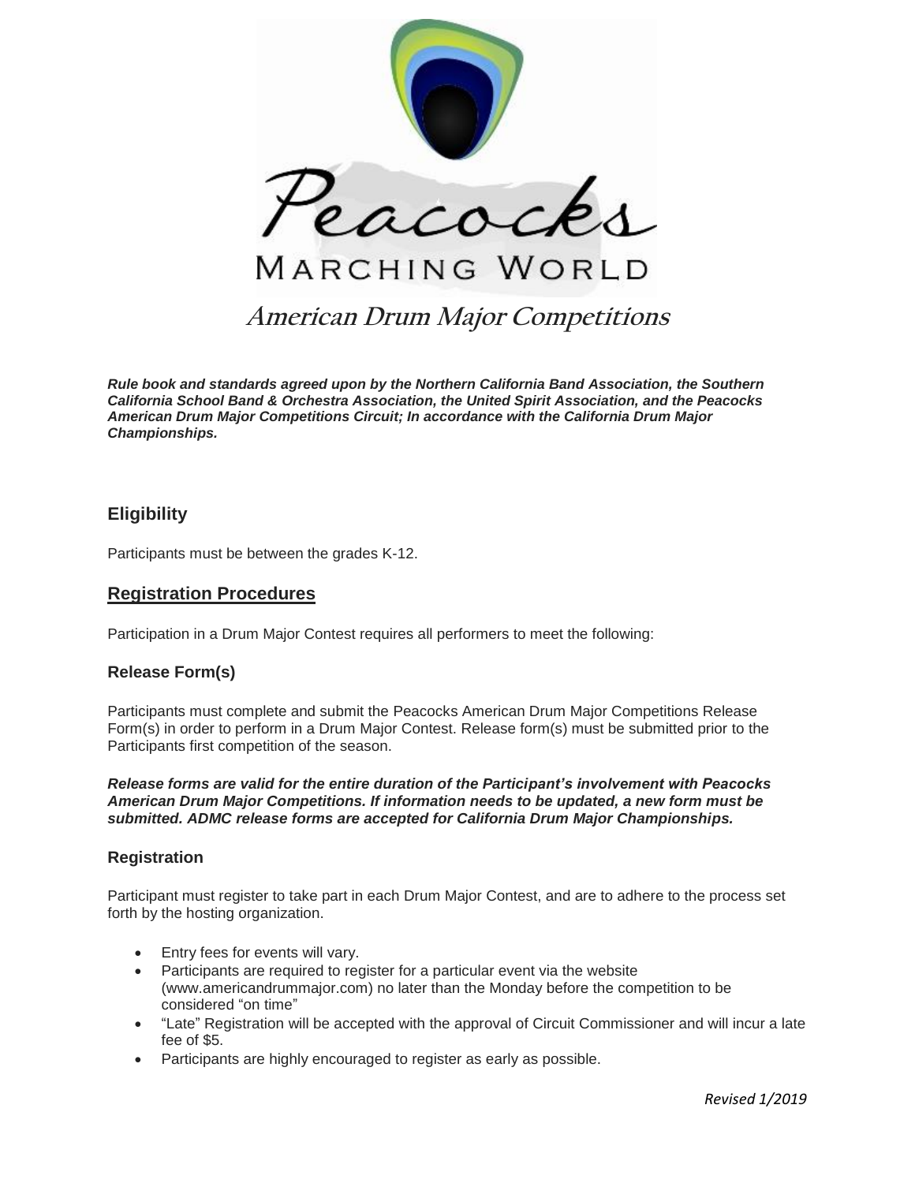Peacocks

MARCHING WORLD

# American Drum Major Competitions

***Rule book and standards agreed upon by the Northern California Band Association, the Southern California School Band & Orchestra Association, the United Spirit Association, and the Peacocks American Drum Major Competitions Circuit; In accordance with the California Drum Major Championships.***

## Eligibility

Participants must be between the grades K-12.

## Registration Procedures

Participation in a Drum Major Contest requires all performers to meet the following:

### Release Form(s)

Participants must complete and submit the Peacocks American Drum Major Competitions Release Form(s) in order to perform in a Drum Major Contest. Release form(s) must be submitted prior to the Participants first competition of the season.

***Release forms are valid for the entire duration of the Participant's involvement with Peacocks American Drum Major Competitions. If information needs to be updated, a new form must be submitted. ADMC release forms are accepted for California Drum Major Championships.***

### Registration

Participant must register to take part in each Drum Major Contest, and are to adhere to the process set forth by the hosting organization.

- Entry fees for events will vary.
- Participants are required to register for a particular event via the website (www.americandrummajor.com) no later than the Monday before the competition to be considered "on time"
- "Late" Registration will be accepted with the approval of Circuit Commissioner and will incur a late fee of $5.
- Participants are highly encouraged to register as early as possible.

*Revised 1/2019*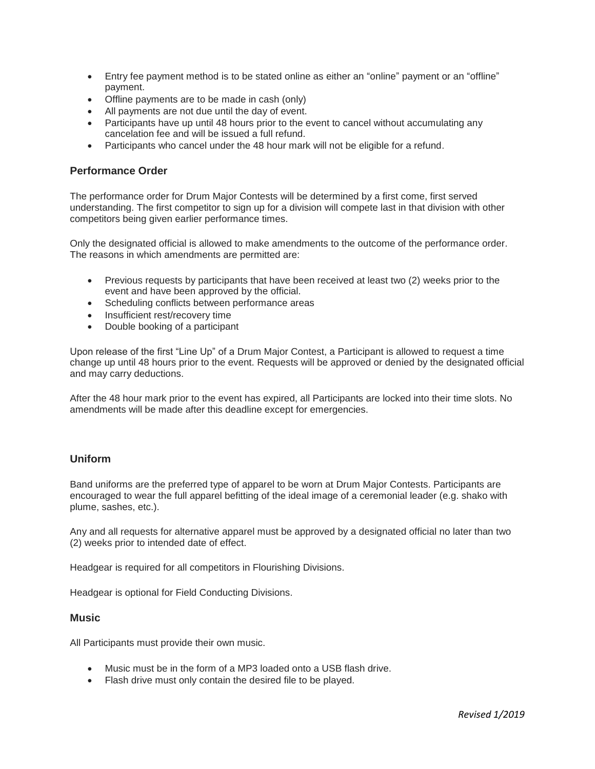- Entry fee payment method is to be stated online as either an "online" payment or an "offline" payment.
- Offline payments are to be made in cash (only)
- All payments are not due until the day of event.
- Participants have up until 48 hours prior to the event to cancel without accumulating any cancelation fee and will be issued a full refund.
- Participants who cancel under the 48 hour mark will not be eligible for a refund.

### Performance Order

The performance order for Drum Major Contests will be determined by a first come, first served understanding. The first competitor to sign up for a division will compete last in that division with other competitors being given earlier performance times.

Only the designated official is allowed to make amendments to the outcome of the performance order. The reasons in which amendments are permitted are:

- Previous requests by participants that have been received at least two (2) weeks prior to the event and have been approved by the official.
- Scheduling conflicts between performance areas
- Insufficient rest/recovery time
- Double booking of a participant

Upon release of the first "Line Up" of a Drum Major Contest, a Participant is allowed to request a time change up until 48 hours prior to the event. Requests will be approved or denied by the designated official and may carry deductions.

After the 48 hour mark prior to the event has expired, all Participants are locked into their time slots. No amendments will be made after this deadline except for emergencies.

### Uniform

Band uniforms are the preferred type of apparel to be worn at Drum Major Contests. Participants are encouraged to wear the full apparel befitting of the ideal image of a ceremonial leader (e.g. shako with plume, sashes, etc.).

Any and all requests for alternative apparel must be approved by a designated official no later than two (2) weeks prior to intended date of effect.

Headgear is required for all competitors in Flourishing Divisions.

Headgear is optional for Field Conducting Divisions.

### Music

All Participants must provide their own music.

- Music must be in the form of a MP3 loaded onto a USB flash drive.
- Flash drive must only contain the desired file to be played.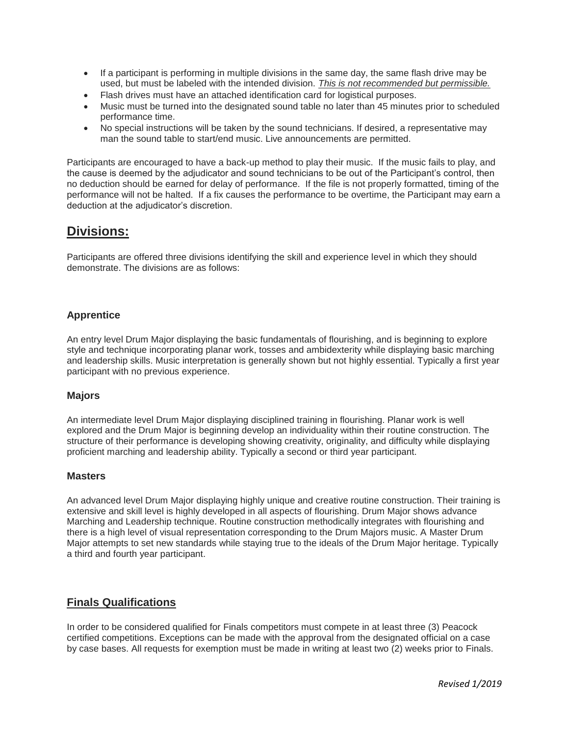- If a participant is performing in multiple divisions in the same day, the same flash drive may be used, but must be labeled with the intended division. ***This is not recommended but permissible.***
- Flash drives must have an attached identification card for logistical purposes.
- Music must be turned into the designated sound table no later than 45 minutes prior to scheduled performance time.
- No special instructions will be taken by the sound technicians. If desired, a representative may man the sound table to start/end music. Live announcements are permitted.

Participants are encouraged to have a back-up method to play their music. If the music fails to play, and the cause is deemed by the adjudicator and sound technicians to be out of the Participant's control, then no deduction should be earned for delay of performance. If the file is not properly formatted, timing of the performance will not be halted. If a fix causes the performance to be overtime, the Participant may earn a deduction at the adjudicator's discretion.

## Divisions:

Participants are offered three divisions identifying the skill and experience level in which they should demonstrate. The divisions are as follows:

### Apprentice

An entry level Drum Major displaying the basic fundamentals of flourishing, and is beginning to explore style and technique incorporating planar work, tosses and ambidexterity while displaying basic marching and leadership skills. Music interpretation is generally shown but not highly essential. Typically a first year participant with no previous experience.

### Majors

An intermediate level Drum Major displaying disciplined training in flourishing. Planar work is well explored and the Drum Major is beginning develop an individuality within their routine construction. The structure of their performance is developing showing creativity, originality, and difficulty while displaying proficient marching and leadership ability. Typically a second or third year participant.

### Masters

An advanced level Drum Major displaying highly unique and creative routine construction. Their training is extensive and skill level is highly developed in all aspects of flourishing. Drum Major shows advance Marching and Leadership technique. Routine construction methodically integrates with flourishing and there is a high level of visual representation corresponding to the Drum Majors music. A Master Drum Major attempts to set new standards while staying true to the ideals of the Drum Major heritage. Typically a third and fourth year participant.

## Finals Qualifications

In order to be considered qualified for Finals competitors must compete in at least three (3) Peacock certified competitions. Exceptions can be made with the approval from the designated official on a case by case bases. All requests for exemption must be made in writing at least two (2) weeks prior to Finals.

*Revised 1/2019*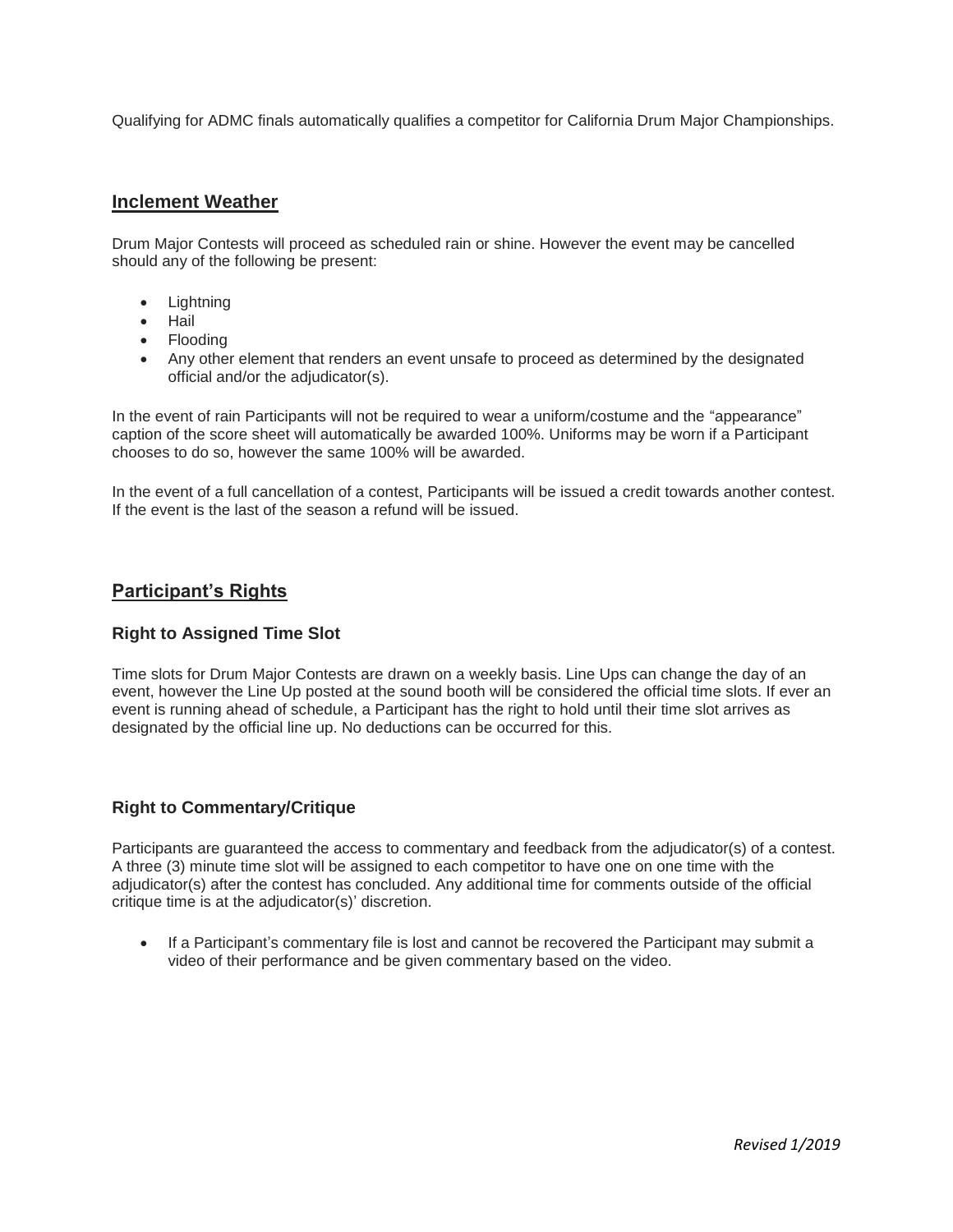Qualifying for ADMC finals automatically qualifies a competitor for California Drum Major Championships.

## Inclement Weather

Drum Major Contests will proceed as scheduled rain or shine. However the event may be cancelled should any of the following be present:

- Lightning
- Hail
- Flooding
- Any other element that renders an event unsafe to proceed as determined by the designated official and/or the adjudicator(s).

In the event of rain Participants will not be required to wear a uniform/costume and the "appearance" caption of the score sheet will automatically be awarded 100%. Uniforms may be worn if a Participant chooses to do so, however the same 100% will be awarded.

In the event of a full cancellation of a contest, Participants will be issued a credit towards another contest. If the event is the last of the season a refund will be issued.

## Participant's Rights

### Right to Assigned Time Slot

Time slots for Drum Major Contests are drawn on a weekly basis. Line Ups can change the day of an event, however the Line Up posted at the sound booth will be considered the official time slots. If ever an event is running ahead of schedule, a Participant has the right to hold until their time slot arrives as designated by the official line up. No deductions can be occurred for this.

### Right to Commentary/Critique

Participants are guaranteed the access to commentary and feedback from the adjudicator(s) of a contest. A three (3) minute time slot will be assigned to each competitor to have one on one time with the adjudicator(s) after the contest has concluded. Any additional time for comments outside of the official critique time is at the adjudicator(s)' discretion.

- If a Participant's commentary file is lost and cannot be recovered the Participant may submit a video of their performance and be given commentary based on the video.

*Revised 1/2019*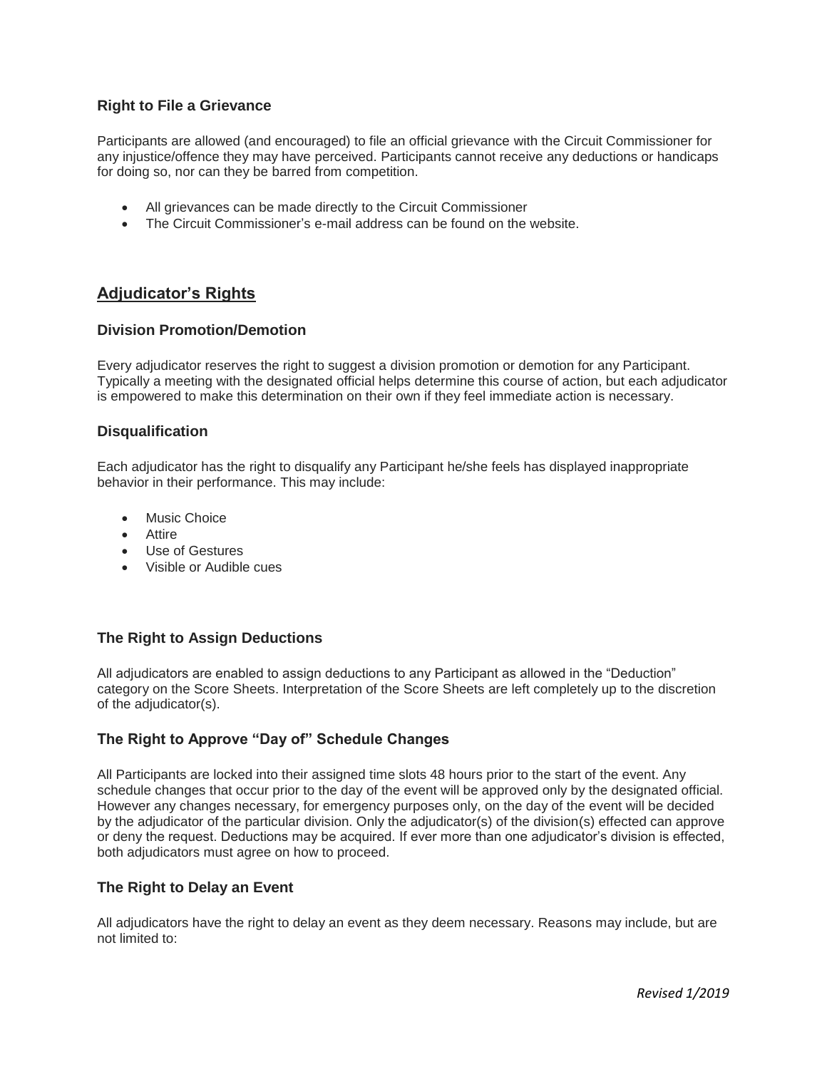### Right to File a Grievance

Participants are allowed (and encouraged) to file an official grievance with the Circuit Commissioner for any injustice/offence they may have perceived. Participants cannot receive any deductions or handicaps for doing so, nor can they be barred from competition.

- All grievances can be made directly to the Circuit Commissioner
- The Circuit Commissioner's e-mail address can be found on the website.

## Adjudicator's Rights

### Division Promotion/Demotion

Every adjudicator reserves the right to suggest a division promotion or demotion for any Participant. Typically a meeting with the designated official helps determine this course of action, but each adjudicator is empowered to make this determination on their own if they feel immediate action is necessary.

### Disqualification

Each adjudicator has the right to disqualify any Participant he/she feels has displayed inappropriate behavior in their performance. This may include:

- Music Choice
- Attire
- Use of Gestures
- Visible or Audible cues

### The Right to Assign Deductions

All adjudicators are enabled to assign deductions to any Participant as allowed in the "Deduction" category on the Score Sheets. Interpretation of the Score Sheets are left completely up to the discretion of the adjudicator(s).

### The Right to Approve "Day of" Schedule Changes

All Participants are locked into their assigned time slots 48 hours prior to the start of the event. Any schedule changes that occur prior to the day of the event will be approved only by the designated official. However any changes necessary, for emergency purposes only, on the day of the event will be decided by the adjudicator of the particular division. Only the adjudicator(s) of the division(s) effected can approve or deny the request. Deductions may be acquired. If ever more than one adjudicator's division is effected, both adjudicators must agree on how to proceed.

### The Right to Delay an Event

All adjudicators have the right to delay an event as they deem necessary. Reasons may include, but are not limited to:

*Revised 1/2019*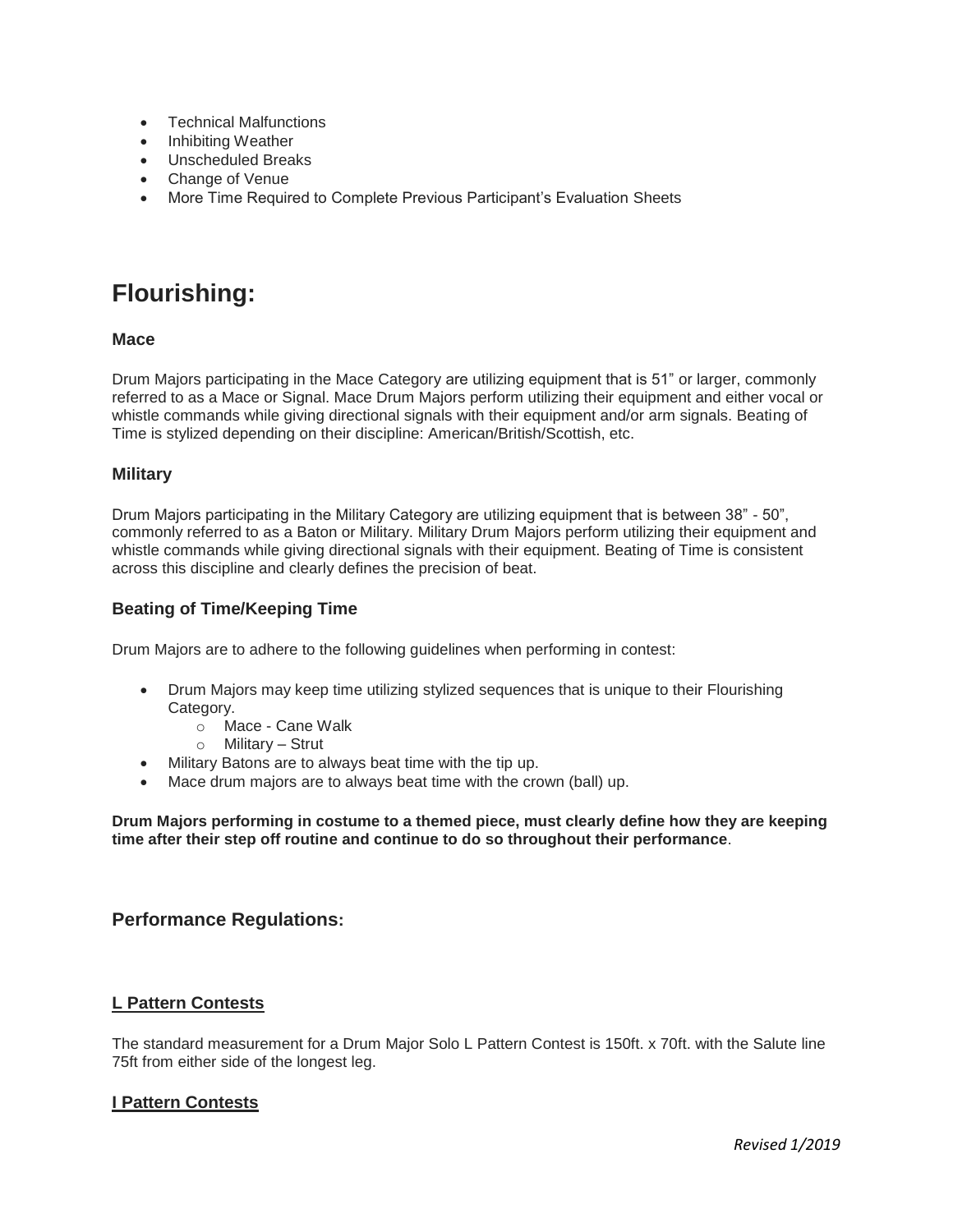- Technical Malfunctions
- Inhibiting Weather
- Unscheduled Breaks
- Change of Venue
- More Time Required to Complete Previous Participant's Evaluation Sheets

# Flourishing:

### Mace

Drum Majors participating in the Mace Category are utilizing equipment that is 51" or larger, commonly referred to as a Mace or Signal. Mace Drum Majors perform utilizing their equipment and either vocal or whistle commands while giving directional signals with their equipment and/or arm signals. Beating of Time is stylized depending on their discipline: American/British/Scottish, etc.

### Military

Drum Majors participating in the Military Category are utilizing equipment that is between 38" - 50", commonly referred to as a Baton or Military. Military Drum Majors perform utilizing their equipment and whistle commands while giving directional signals with their equipment. Beating of Time is consistent across this discipline and clearly defines the precision of beat.

### Beating of Time/Keeping Time

Drum Majors are to adhere to the following guidelines when performing in contest:

- Drum Majors may keep time utilizing stylized sequences that is unique to their Flourishing Category.
  - Mace - Cane Walk
  - Military – Strut
- Military Batons are to always beat time with the tip up.
- Mace drum majors are to always beat time with the crown (ball) up.

**Drum Majors performing in costume to a themed piece, must clearly define how they are keeping time after their step off routine and continue to do so throughout their performance**.

## Performance Regulations:

### L Pattern Contests

The standard measurement for a Drum Major Solo L Pattern Contest is 150ft. x 70ft. with the Salute line 75ft from either side of the longest leg.

### I Pattern Contests

*Revised 1/2019*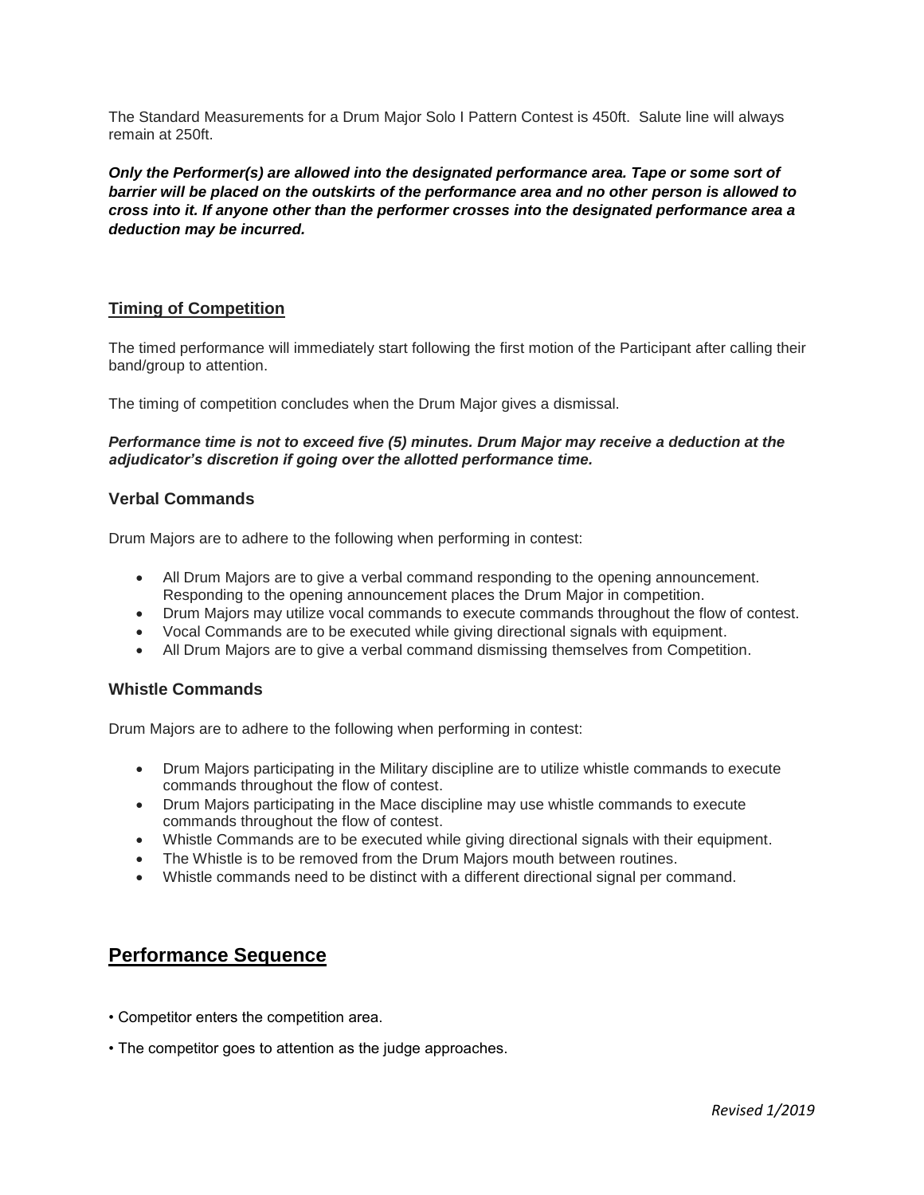The Standard Measurements for a Drum Major Solo I Pattern Contest is 450ft. Salute line will always remain at 250ft.

***Only the Performer(s) are allowed into the designated performance area. Tape or some sort of barrier will be placed on the outskirts of the performance area and no other person is allowed to cross into it. If anyone other than the performer crosses into the designated performance area a deduction may be incurred.***

## Timing of Competition

The timed performance will immediately start following the first motion of the Participant after calling their band/group to attention.

The timing of competition concludes when the Drum Major gives a dismissal.

***Performance time is not to exceed five (5) minutes. Drum Major may receive a deduction at the adjudicator's discretion if going over the allotted performance time.***

### Verbal Commands

Drum Majors are to adhere to the following when performing in contest:

- All Drum Majors are to give a verbal command responding to the opening announcement. Responding to the opening announcement places the Drum Major in competition.
- Drum Majors may utilize vocal commands to execute commands throughout the flow of contest.
- Vocal Commands are to be executed while giving directional signals with equipment.
- All Drum Majors are to give a verbal command dismissing themselves from Competition.

### Whistle Commands

Drum Majors are to adhere to the following when performing in contest:

- Drum Majors participating in the Military discipline are to utilize whistle commands to execute commands throughout the flow of contest.
- Drum Majors participating in the Mace discipline may use whistle commands to execute commands throughout the flow of contest.
- Whistle Commands are to be executed while giving directional signals with their equipment.
- The Whistle is to be removed from the Drum Majors mouth between routines.
- Whistle commands need to be distinct with a different directional signal per command.

## Performance Sequence

- Competitor enters the competition area.
- The competitor goes to attention as the judge approaches.

*Revised 1/2019*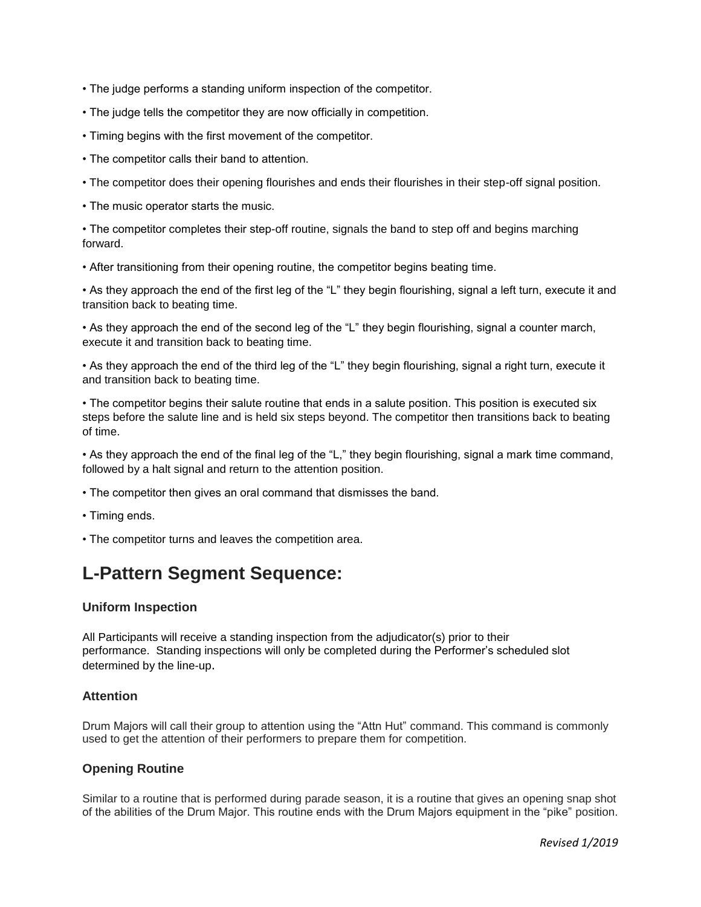- The judge performs a standing uniform inspection of the competitor.
- The judge tells the competitor they are now officially in competition.
- Timing begins with the first movement of the competitor.
- The competitor calls their band to attention.
- The competitor does their opening flourishes and ends their flourishes in their step-off signal position.
- The music operator starts the music.
- The competitor completes their step-off routine, signals the band to step off and begins marching forward.
- After transitioning from their opening routine, the competitor begins beating time.
- As they approach the end of the first leg of the "L" they begin flourishing, signal a left turn, execute it and transition back to beating time.
- As they approach the end of the second leg of the "L" they begin flourishing, signal a counter march, execute it and transition back to beating time.
- As they approach the end of the third leg of the "L" they begin flourishing, signal a right turn, execute it and transition back to beating time.
- The competitor begins their salute routine that ends in a salute position. This position is executed six steps before the salute line and is held six steps beyond. The competitor then transitions back to beating of time.
- As they approach the end of the final leg of the "L," they begin flourishing, signal a mark time command, followed by a halt signal and return to the attention position.
- The competitor then gives an oral command that dismisses the band.
- Timing ends.
- The competitor turns and leaves the competition area.

# L-Pattern Segment Sequence:

### Uniform Inspection

All Participants will receive a standing inspection from the adjudicator(s) prior to their performance. Standing inspections will only be completed during the Performer's scheduled slot determined by the line-up.

### Attention

Drum Majors will call their group to attention using the "Attn Hut" command. This command is commonly used to get the attention of their performers to prepare them for competition.

### Opening Routine

Similar to a routine that is performed during parade season, it is a routine that gives an opening snap shot of the abilities of the Drum Major. This routine ends with the Drum Majors equipment in the "pike" position.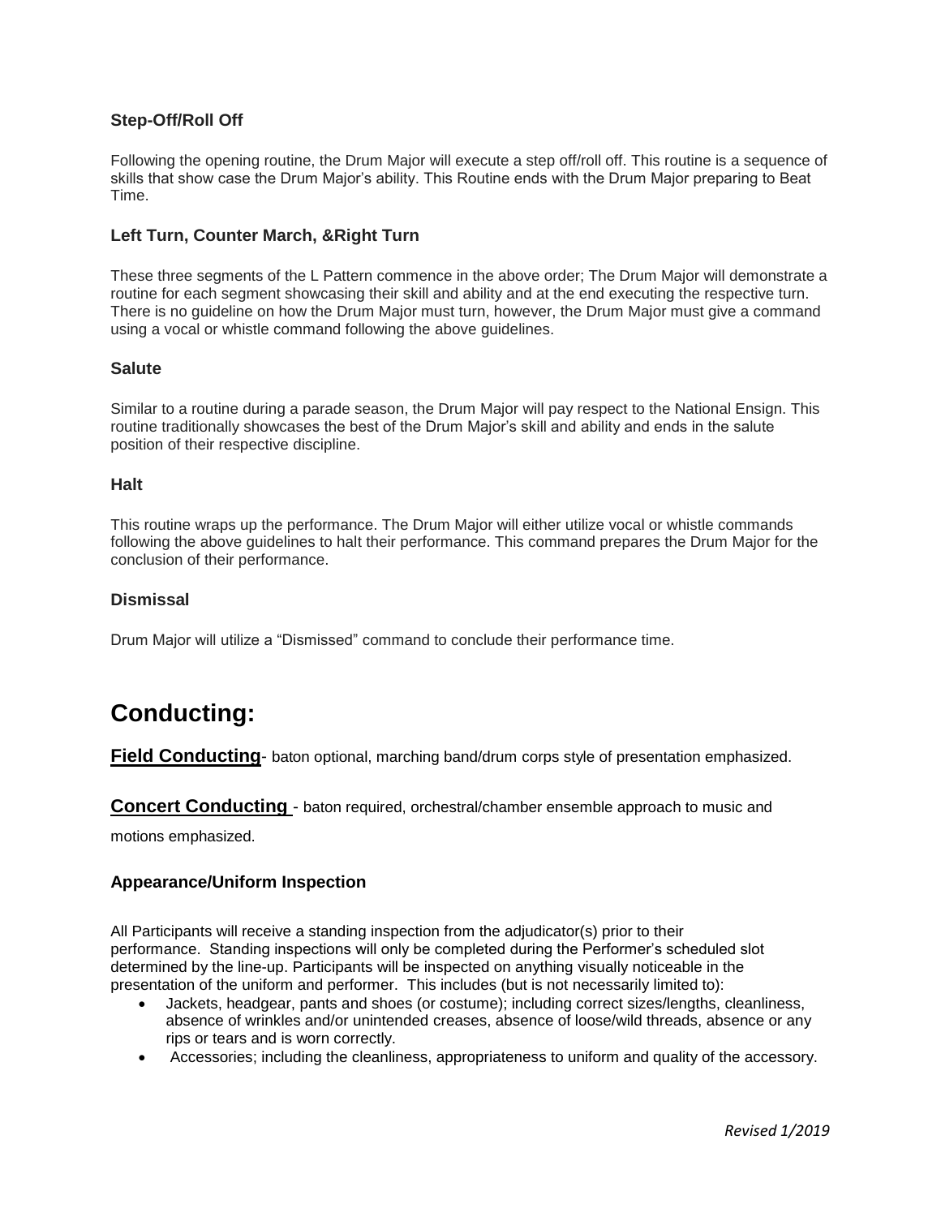### Step-Off/Roll Off

Following the opening routine, the Drum Major will execute a step off/roll off. This routine is a sequence of skills that show case the Drum Major's ability. This Routine ends with the Drum Major preparing to Beat Time.

### Left Turn, Counter March, &Right Turn

These three segments of the L Pattern commence in the above order; The Drum Major will demonstrate a routine for each segment showcasing their skill and ability and at the end executing the respective turn. There is no guideline on how the Drum Major must turn, however, the Drum Major must give a command using a vocal or whistle command following the above guidelines.

### Salute

Similar to a routine during a parade season, the Drum Major will pay respect to the National Ensign. This routine traditionally showcases the best of the Drum Major's skill and ability and ends in the salute position of their respective discipline.

### Halt

This routine wraps up the performance. The Drum Major will either utilize vocal or whistle commands following the above guidelines to halt their performance. This command prepares the Drum Major for the conclusion of their performance.

### Dismissal

Drum Major will utilize a "Dismissed" command to conclude their performance time.

# Conducting:

**Field Conducting**- baton optional, marching band/drum corps style of presentation emphasized.

**Concert Conducting** - baton required, orchestral/chamber ensemble approach to music and motions emphasized.

### Appearance/Uniform Inspection

All Participants will receive a standing inspection from the adjudicator(s) prior to their performance. Standing inspections will only be completed during the Performer's scheduled slot determined by the line-up. Participants will be inspected on anything visually noticeable in the presentation of the uniform and performer. This includes (but is not necessarily limited to):

- Jackets, headgear, pants and shoes (or costume); including correct sizes/lengths, cleanliness, absence of wrinkles and/or unintended creases, absence of loose/wild threads, absence or any rips or tears and is worn correctly.
- Accessories; including the cleanliness, appropriateness to uniform and quality of the accessory.

*Revised 1/2019*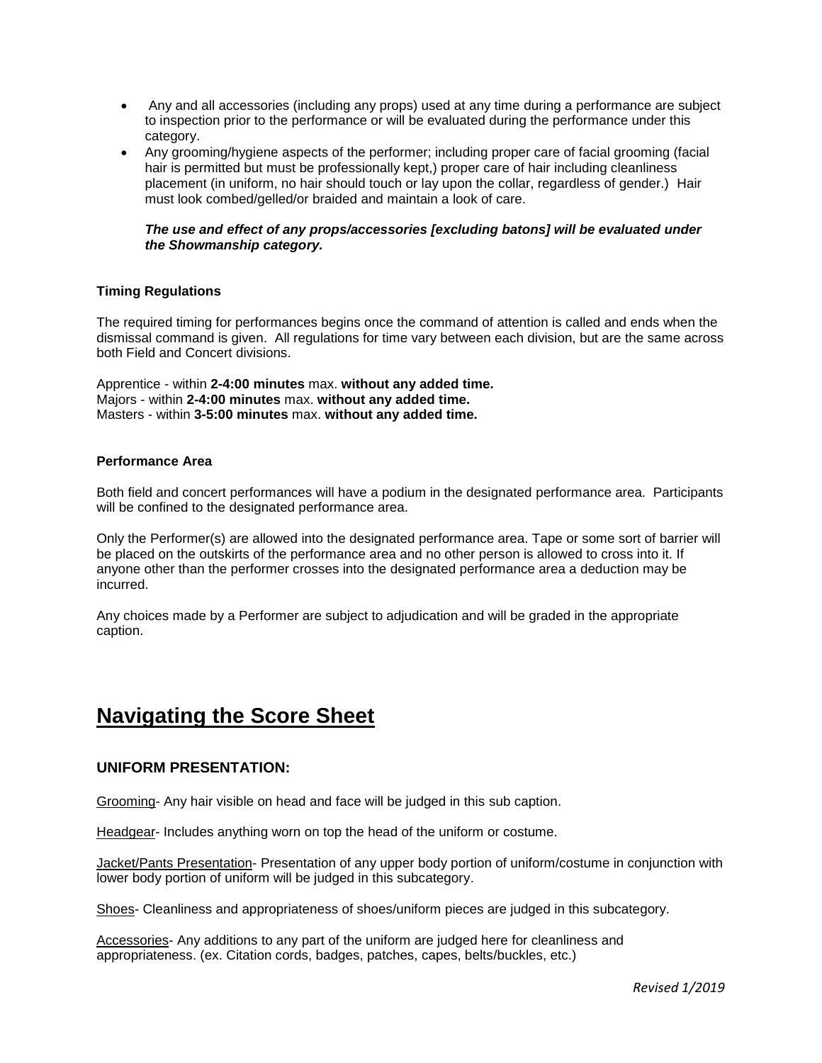- Any and all accessories (including any props) used at any time during a performance are subject to inspection prior to the performance or will be evaluated during the performance under this category.
- Any grooming/hygiene aspects of the performer; including proper care of facial grooming (facial hair is permitted but must be professionally kept,) proper care of hair including cleanliness placement (in uniform, no hair should touch or lay upon the collar, regardless of gender.) Hair must look combed/gelled/or braided and maintain a look of care.

***The use and effect of any props/accessories [excluding batons] will be evaluated under the Showmanship category.***

**Timing Regulations**

The required timing for performances begins once the command of attention is called and ends when the dismissal command is given. All regulations for time vary between each division, but are the same across both Field and Concert divisions.

Apprentice - within **2-4:00 minutes** max. **without any added time.**
Majors - within **2-4:00 minutes** max. **without any added time.**
Masters - within **3-5:00 minutes** max. **without any added time.**

**Performance Area**

Both field and concert performances will have a podium in the designated performance area. Participants will be confined to the designated performance area.

Only the Performer(s) are allowed into the designated performance area. Tape or some sort of barrier will be placed on the outskirts of the performance area and no other person is allowed to cross into it. If anyone other than the performer crosses into the designated performance area a deduction may be incurred.

Any choices made by a Performer are subject to adjudication and will be graded in the appropriate caption.

# Navigating the Score Sheet

## UNIFORM PRESENTATION:

Grooming- Any hair visible on head and face will be judged in this sub caption.

Headgear- Includes anything worn on top the head of the uniform or costume.

Jacket/Pants Presentation- Presentation of any upper body portion of uniform/costume in conjunction with lower body portion of uniform will be judged in this subcategory.

Shoes- Cleanliness and appropriateness of shoes/uniform pieces are judged in this subcategory.

Accessories- Any additions to any part of the uniform are judged here for cleanliness and appropriateness. (ex. Citation cords, badges, patches, capes, belts/buckles, etc.)

*Revised 1/2019*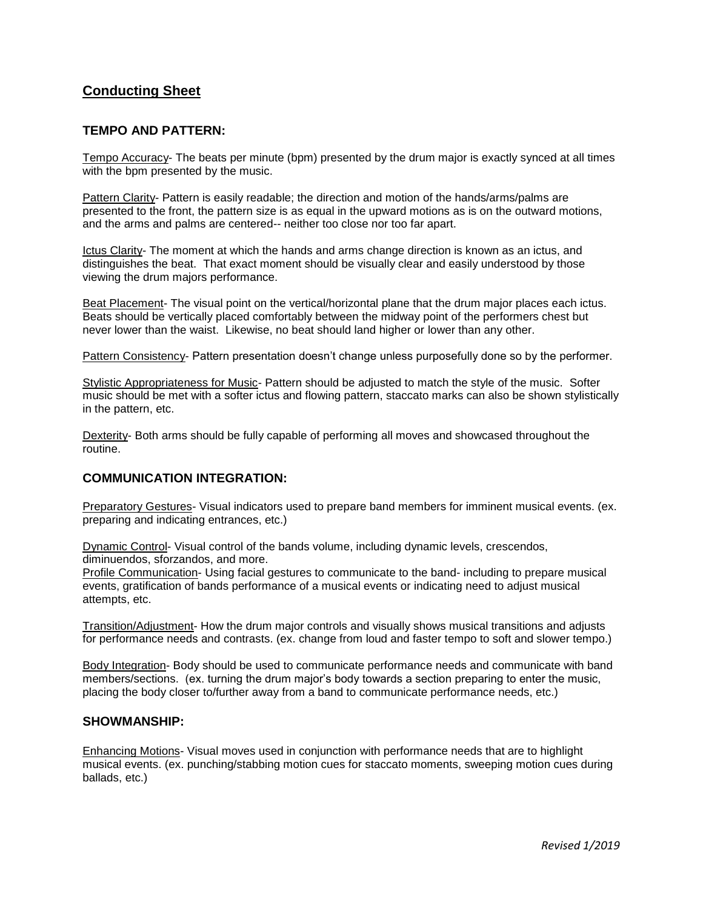## Conducting Sheet

### TEMPO AND PATTERN:

Tempo Accuracy- The beats per minute (bpm) presented by the drum major is exactly synced at all times with the bpm presented by the music.

Pattern Clarity- Pattern is easily readable; the direction and motion of the hands/arms/palms are presented to the front, the pattern size is as equal in the upward motions as is on the outward motions, and the arms and palms are centered-- neither too close nor too far apart.

Ictus Clarity- The moment at which the hands and arms change direction is known as an ictus, and distinguishes the beat. That exact moment should be visually clear and easily understood by those viewing the drum majors performance.

Beat Placement- The visual point on the vertical/horizontal plane that the drum major places each ictus. Beats should be vertically placed comfortably between the midway point of the performers chest but never lower than the waist. Likewise, no beat should land higher or lower than any other.

Pattern Consistency- Pattern presentation doesn't change unless purposefully done so by the performer.

Stylistic Appropriateness for Music- Pattern should be adjusted to match the style of the music. Softer music should be met with a softer ictus and flowing pattern, staccato marks can also be shown stylistically in the pattern, etc.

Dexterity- Both arms should be fully capable of performing all moves and showcased throughout the routine.

### COMMUNICATION INTEGRATION:

Preparatory Gestures- Visual indicators used to prepare band members for imminent musical events. (ex. preparing and indicating entrances, etc.)

Dynamic Control- Visual control of the bands volume, including dynamic levels, crescendos, diminuendos, sforzandos, and more.

Profile Communication- Using facial gestures to communicate to the band- including to prepare musical events, gratification of bands performance of a musical events or indicating need to adjust musical attempts, etc.

Transition/Adjustment- How the drum major controls and visually shows musical transitions and adjusts for performance needs and contrasts. (ex. change from loud and faster tempo to soft and slower tempo.)

Body Integration- Body should be used to communicate performance needs and communicate with band members/sections. (ex. turning the drum major's body towards a section preparing to enter the music, placing the body closer to/further away from a band to communicate performance needs, etc.)

### SHOWMANSHIP:

Enhancing Motions- Visual moves used in conjunction with performance needs that are to highlight musical events. (ex. punching/stabbing motion cues for staccato moments, sweeping motion cues during ballads, etc.)

*Revised 1/2019*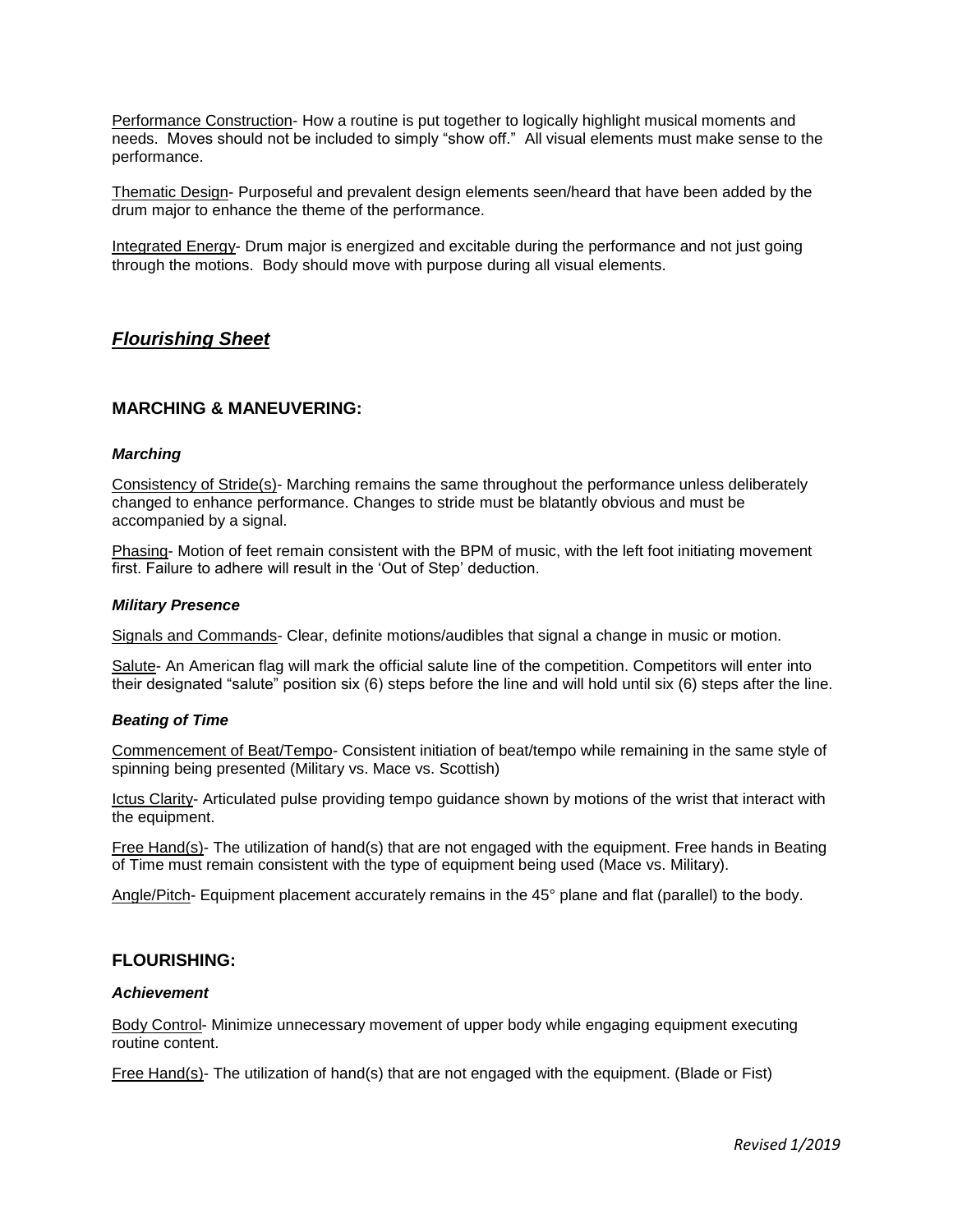Performance Construction- How a routine is put together to logically highlight musical moments and needs. Moves should not be included to simply "show off." All visual elements must make sense to the performance.

Thematic Design- Purposeful and prevalent design elements seen/heard that have been added by the drum major to enhance the theme of the performance.

Integrated Energy- Drum major is energized and excitable during the performance and not just going through the motions. Body should move with purpose during all visual elements.

## ***Flourishing Sheet***

### MARCHING & MANEUVERING:

#### *Marching*

Consistency of Stride(s)- Marching remains the same throughout the performance unless deliberately changed to enhance performance. Changes to stride must be blatantly obvious and must be accompanied by a signal.

Phasing- Motion of feet remain consistent with the BPM of music, with the left foot initiating movement first. Failure to adhere will result in the 'Out of Step' deduction.

#### *Military Presence*

Signals and Commands- Clear, definite motions/audibles that signal a change in music or motion.

Salute- An American flag will mark the official salute line of the competition. Competitors will enter into their designated "salute" position six (6) steps before the line and will hold until six (6) steps after the line.

#### *Beating of Time*

Commencement of Beat/Tempo- Consistent initiation of beat/tempo while remaining in the same style of spinning being presented (Military vs. Mace vs. Scottish)

Ictus Clarity- Articulated pulse providing tempo guidance shown by motions of the wrist that interact with the equipment.

Free Hand(s)- The utilization of hand(s) that are not engaged with the equipment. Free hands in Beating of Time must remain consistent with the type of equipment being used (Mace vs. Military).

Angle/Pitch- Equipment placement accurately remains in the 45° plane and flat (parallel) to the body.

### FLOURISHING:

#### *Achievement*

Body Control- Minimize unnecessary movement of upper body while engaging equipment executing routine content.

Free Hand(s)- The utilization of hand(s) that are not engaged with the equipment. (Blade or Fist)

*Revised 1/2019*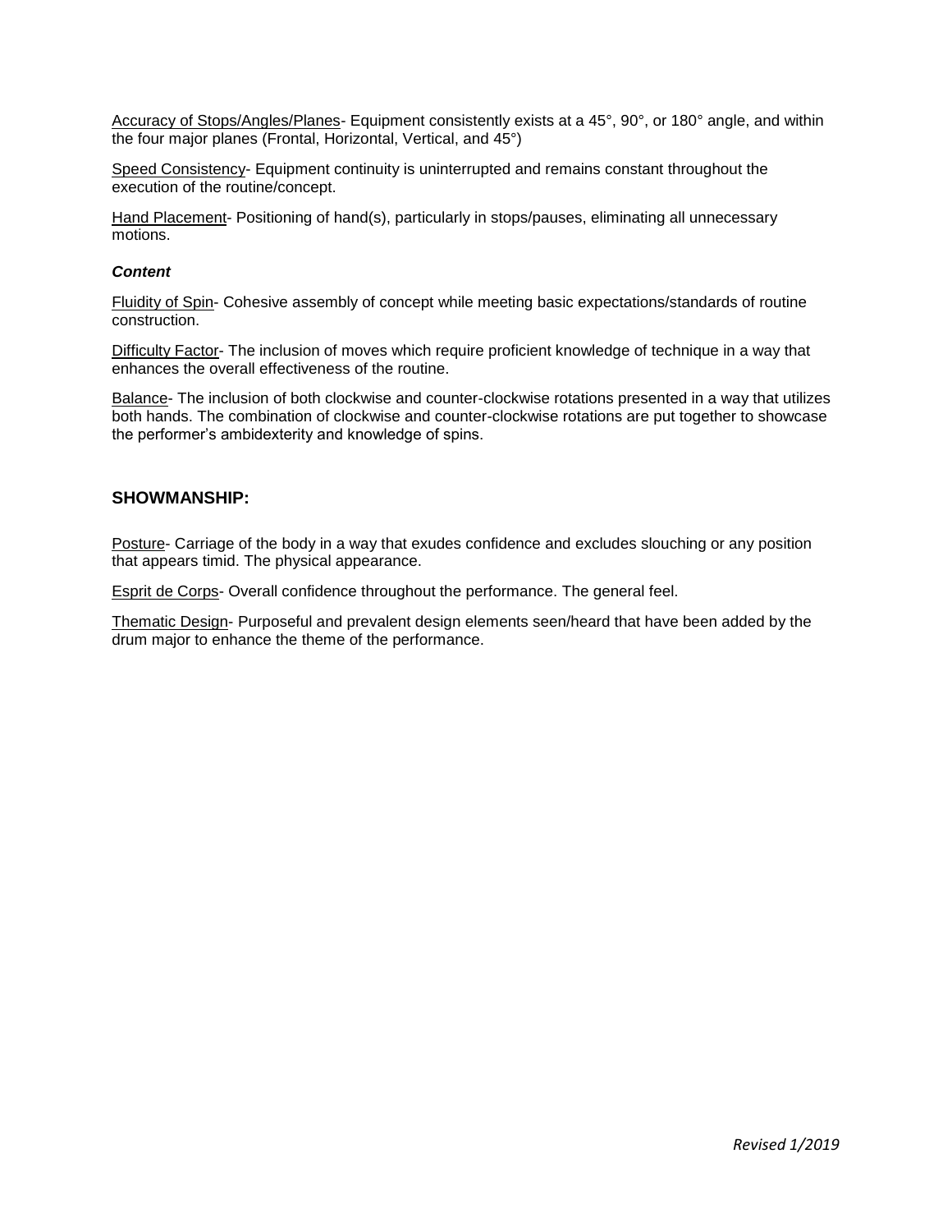Accuracy of Stops/Angles/Planes- Equipment consistently exists at a 45°, 90°, or 180° angle, and within the four major planes (Frontal, Horizontal, Vertical, and 45°)

Speed Consistency- Equipment continuity is uninterrupted and remains constant throughout the execution of the routine/concept.

Hand Placement- Positioning of hand(s), particularly in stops/pauses, eliminating all unnecessary motions.

***Content***

Fluidity of Spin- Cohesive assembly of concept while meeting basic expectations/standards of routine construction.

Difficulty Factor- The inclusion of moves which require proficient knowledge of technique in a way that enhances the overall effectiveness of the routine.

Balance- The inclusion of both clockwise and counter-clockwise rotations presented in a way that utilizes both hands. The combination of clockwise and counter-clockwise rotations are put together to showcase the performer's ambidexterity and knowledge of spins.

## SHOWMANSHIP:

Posture- Carriage of the body in a way that exudes confidence and excludes slouching or any position that appears timid. The physical appearance.

Esprit de Corps- Overall confidence throughout the performance. The general feel.

Thematic Design- Purposeful and prevalent design elements seen/heard that have been added by the drum major to enhance the theme of the performance.

*Revised 1/2019*